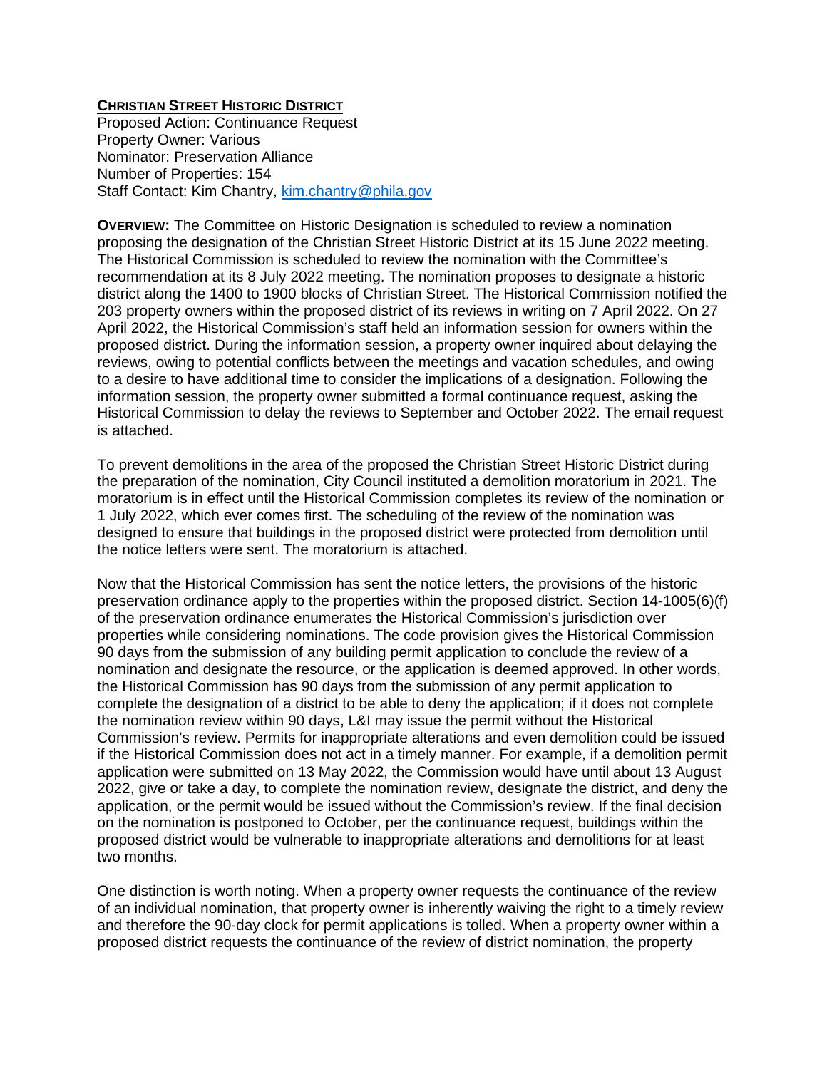**CHRISTIAN STREET HISTORIC DISTRICT**
Proposed Action: Continuance Request
Property Owner: Various
Nominator: Preservation Alliance
Number of Properties: 154
Staff Contact: Kim Chantry, [kim.chantry@phila.gov](mailto:kim.chantry@phila.gov)

**OVERVIEW:** The Committee on Historic Designation is scheduled to review a nomination proposing the designation of the Christian Street Historic District at its 15 June 2022 meeting. The Historical Commission is scheduled to review the nomination with the Committee's recommendation at its 8 July 2022 meeting. The nomination proposes to designate a historic district along the 1400 to 1900 blocks of Christian Street. The Historical Commission notified the 203 property owners within the proposed district of its reviews in writing on 7 April 2022. On 27 April 2022, the Historical Commission's staff held an information session for owners within the proposed district. During the information session, a property owner inquired about delaying the reviews, owing to potential conflicts between the meetings and vacation schedules, and owing to a desire to have additional time to consider the implications of a designation. Following the information session, the property owner submitted a formal continuance request, asking the Historical Commission to delay the reviews to September and October 2022. The email request is attached.

To prevent demolitions in the area of the proposed the Christian Street Historic District during the preparation of the nomination, City Council instituted a demolition moratorium in 2021. The moratorium is in effect until the Historical Commission completes its review of the nomination or 1 July 2022, which ever comes first. The scheduling of the review of the nomination was designed to ensure that buildings in the proposed district were protected from demolition until the notice letters were sent. The moratorium is attached.

Now that the Historical Commission has sent the notice letters, the provisions of the historic preservation ordinance apply to the properties within the proposed district. Section 14-1005(6)(f) of the preservation ordinance enumerates the Historical Commission's jurisdiction over properties while considering nominations. The code provision gives the Historical Commission 90 days from the submission of any building permit application to conclude the review of a nomination and designate the resource, or the application is deemed approved. In other words, the Historical Commission has 90 days from the submission of any permit application to complete the designation of a district to be able to deny the application; if it does not complete the nomination review within 90 days, L&I may issue the permit without the Historical Commission's review. Permits for inappropriate alterations and even demolition could be issued if the Historical Commission does not act in a timely manner. For example, if a demolition permit application were submitted on 13 May 2022, the Commission would have until about 13 August 2022, give or take a day, to complete the nomination review, designate the district, and deny the application, or the permit would be issued without the Commission's review. If the final decision on the nomination is postponed to October, per the continuance request, buildings within the proposed district would be vulnerable to inappropriate alterations and demolitions for at least two months.

One distinction is worth noting. When a property owner requests the continuance of the review of an individual nomination, that property owner is inherently waiving the right to a timely review and therefore the 90-day clock for permit applications is tolled. When a property owner within a proposed district requests the continuance of the review of district nomination, the property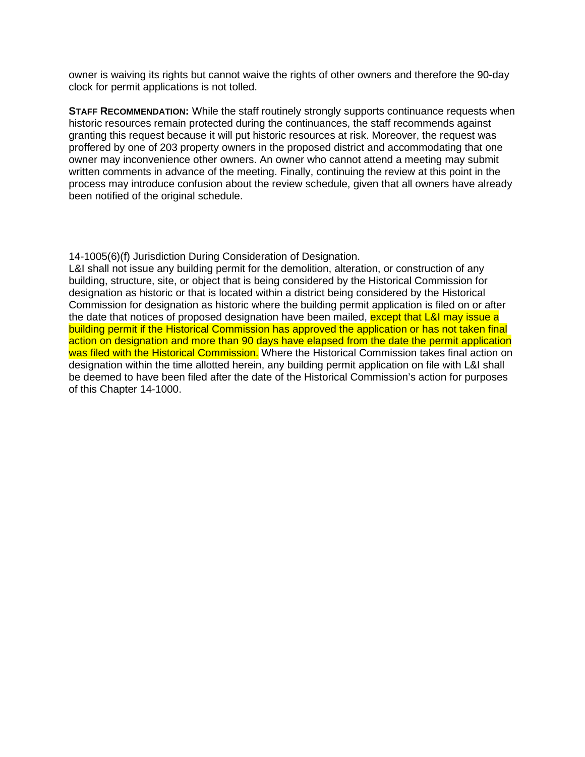owner is waiving its rights but cannot waive the rights of other owners and therefore the 90-day clock for permit applications is not tolled.

**STAFF RECOMMENDATION:** While the staff routinely strongly supports continuance requests when historic resources remain protected during the continuances, the staff recommends against granting this request because it will put historic resources at risk. Moreover, the request was proffered by one of 203 property owners in the proposed district and accommodating that one owner may inconvenience other owners. An owner who cannot attend a meeting may submit written comments in advance of the meeting. Finally, continuing the review at this point in the process may introduce confusion about the review schedule, given that all owners have already been notified of the original schedule.

14-1005(6)(f) Jurisdiction During Consideration of Designation.

L&I shall not issue any building permit for the demolition, alteration, or construction of any building, structure, site, or object that is being considered by the Historical Commission for designation as historic or that is located within a district being considered by the Historical Commission for designation as historic where the building permit application is filed on or after the date that notices of proposed designation have been mailed, except that L&I may issue a building permit if the Historical Commission has approved the application or has not taken final action on designation and more than 90 days have elapsed from the date the permit application was filed with the Historical Commission. Where the Historical Commission takes final action on designation within the time allotted herein, any building permit application on file with L&I shall be deemed to have been filed after the date of the Historical Commission's action for purposes of this Chapter 14-1000.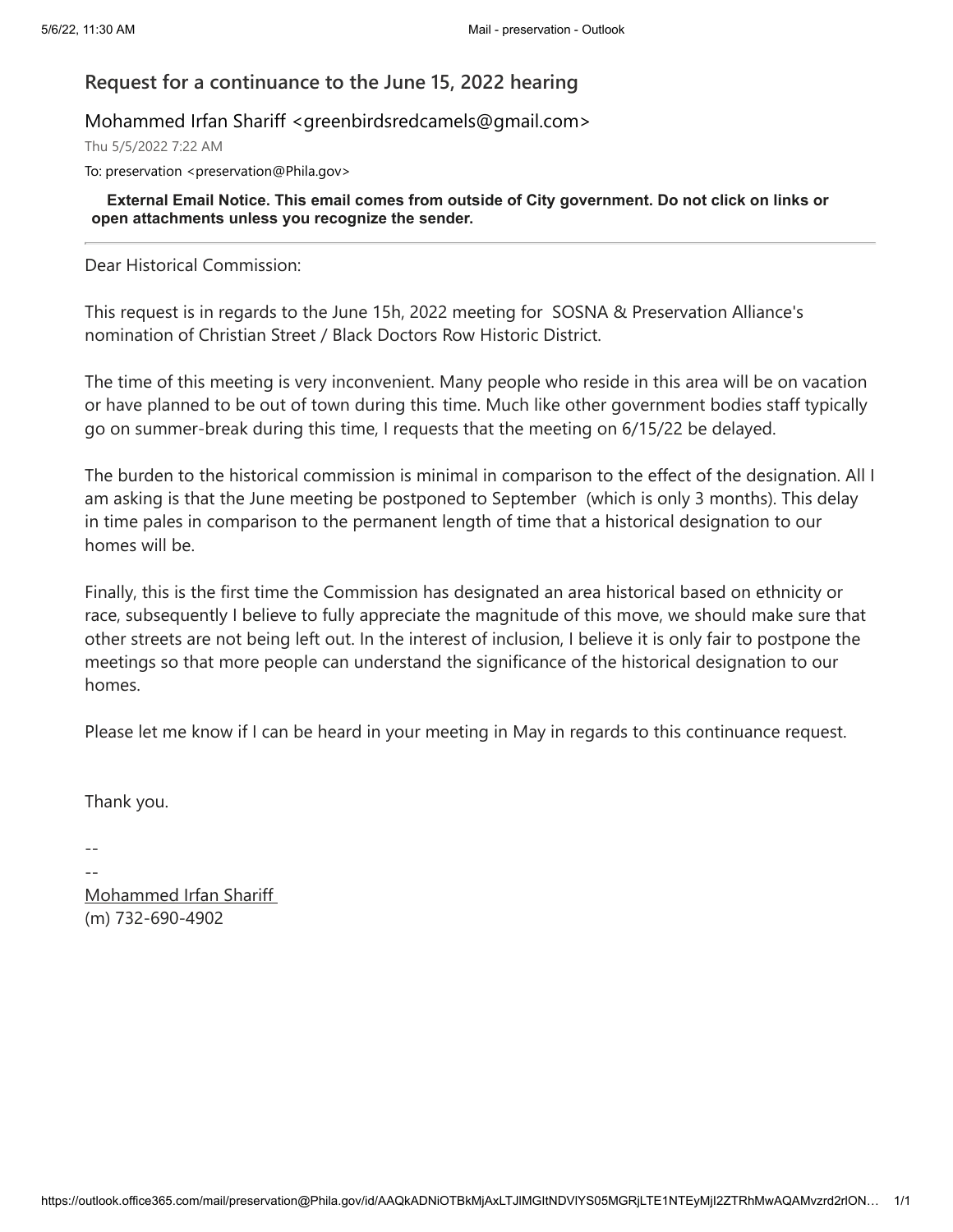## Request for a continuance to the June 15, 2022 hearing

Mohammed Irfan Shariff <greenbirdsredcamels@gmail.com>

Thu 5/5/2022 7:22 AM

To: preservation <preservation@Phila.gov>

**External Email Notice. This email comes from outside of City government. Do not click on links or open attachments unless you recognize the sender.**

---

Dear Historical Commission:

This request is in regards to the June 15h, 2022 meeting for SOSNA & Preservation Alliance's nomination of Christian Street / Black Doctors Row Historic District.

The time of this meeting is very inconvenient. Many people who reside in this area will be on vacation or have planned to be out of town during this time. Much like other government bodies staff typically go on summer-break during this time, I requests that the meeting on 6/15/22 be delayed.

The burden to the historical commission is minimal in comparison to the effect of the designation. All I am asking is that the June meeting be postponed to September (which is only 3 months). This delay in time pales in comparison to the permanent length of time that a historical designation to our homes will be.

Finally, this is the first time the Commission has designated an area historical based on ethnicity or race, subsequently I believe to fully appreciate the magnitude of this move, we should make sure that other streets are not being left out. In the interest of inclusion, I believe it is only fair to postpone the meetings so that more people can understand the significance of the historical designation to our homes.

Please let me know if I can be heard in your meeting in May in regards to this continuance request.

Thank you.

--

--

Mohammed Irfan Shariff

(m) 732-690-4902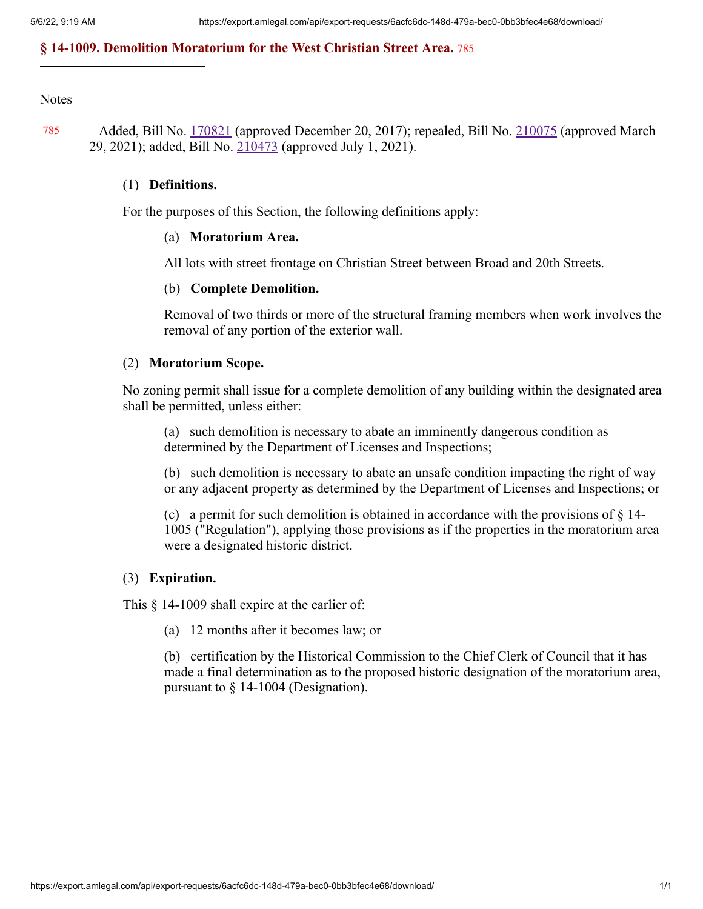## § 14-1009. Demolition Moratorium for the West Christian Street Area. [785]

Notes

[785] Added, Bill No. 170821 (approved December 20, 2017); repealed, Bill No. 210075 (approved March 29, 2021); added, Bill No. 210473 (approved July 1, 2021).

(1) **Definitions.**

For the purposes of this Section, the following definitions apply:

(a) **Moratorium Area.**

All lots with street frontage on Christian Street between Broad and 20th Streets.

(b) **Complete Demolition.**

Removal of two thirds or more of the structural framing members when work involves the removal of any portion of the exterior wall.

(2) **Moratorium Scope.**

No zoning permit shall issue for a complete demolition of any building within the designated area shall be permitted, unless either:

(a) such demolition is necessary to abate an imminently dangerous condition as determined by the Department of Licenses and Inspections;

(b) such demolition is necessary to abate an unsafe condition impacting the right of way or any adjacent property as determined by the Department of Licenses and Inspections; or

(c) a permit for such demolition is obtained in accordance with the provisions of § 14-1005 ("Regulation"), applying those provisions as if the properties in the moratorium area were a designated historic district.

(3) **Expiration.**

This § 14-1009 shall expire at the earlier of:

(a) 12 months after it becomes law; or

(b) certification by the Historical Commission to the Chief Clerk of Council that it has made a final determination as to the proposed historic designation of the moratorium area, pursuant to § 14-1004 (Designation).